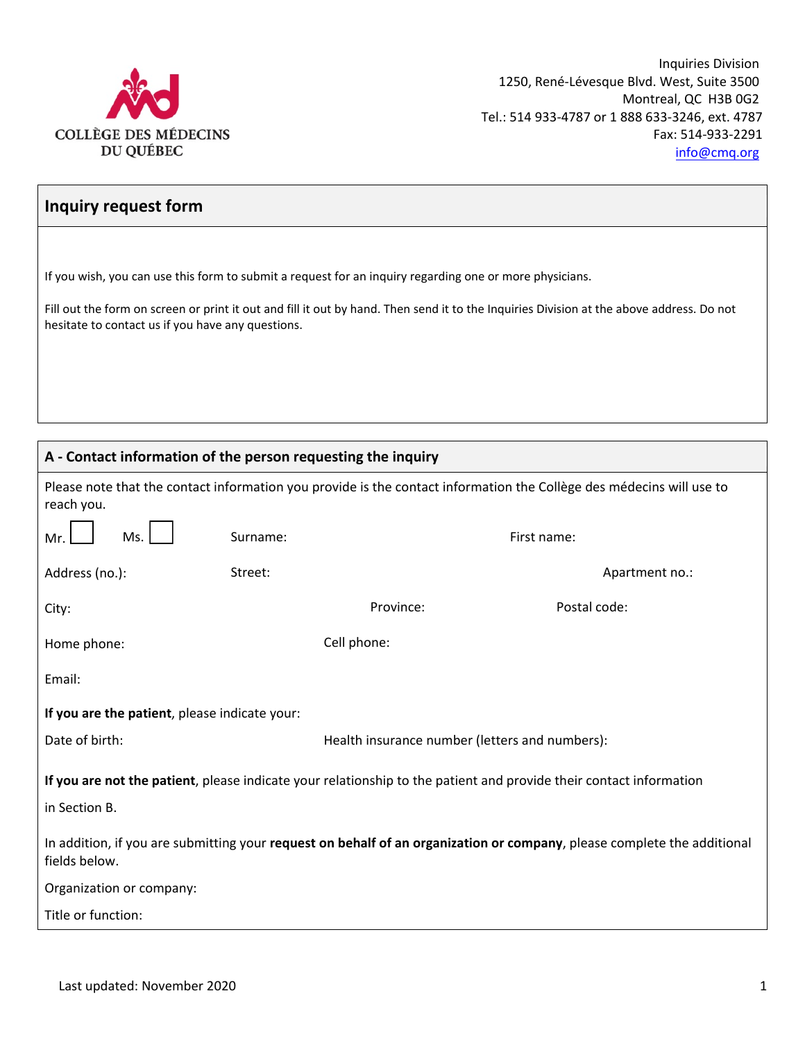COLLÈGE DES MÉDECINS DU QUÉBEC

Inquiries Division
1250, René-Lévesque Blvd. West, Suite 3500
Montreal, QC H3B 0G2
Tel.: 514 933-4787 or 1 888 633-3246, ext. 4787
Fax: 514-933-2291
info@cmq.org

## Inquiry request form

If you wish, you can use this form to submit a request for an inquiry regarding one or more physicians.

Fill out the form on screen or print it out and fill it out by hand. Then send it to the Inquiries Division at the above address. Do not hesitate to contact us if you have any questions.

## A - Contact information of the person requesting the inquiry

Please note that the contact information you provide is the contact information the Collège des médecins will use to reach you.

Mr. ☐ Ms. ☐ Surname: First name:

Address (no.): Street: Apartment no.:

City: Province: Postal code:

Home phone: Cell phone:

Email:

**If you are the patient**, please indicate your:

Date of birth: Health insurance number (letters and numbers):

**If you are not the patient**, please indicate your relationship to the patient and provide their contact information in Section B.

In addition, if you are submitting your **request on behalf of an organization or company**, please complete the additional fields below.

Organization or company:

Title or function:

Last updated: November 2020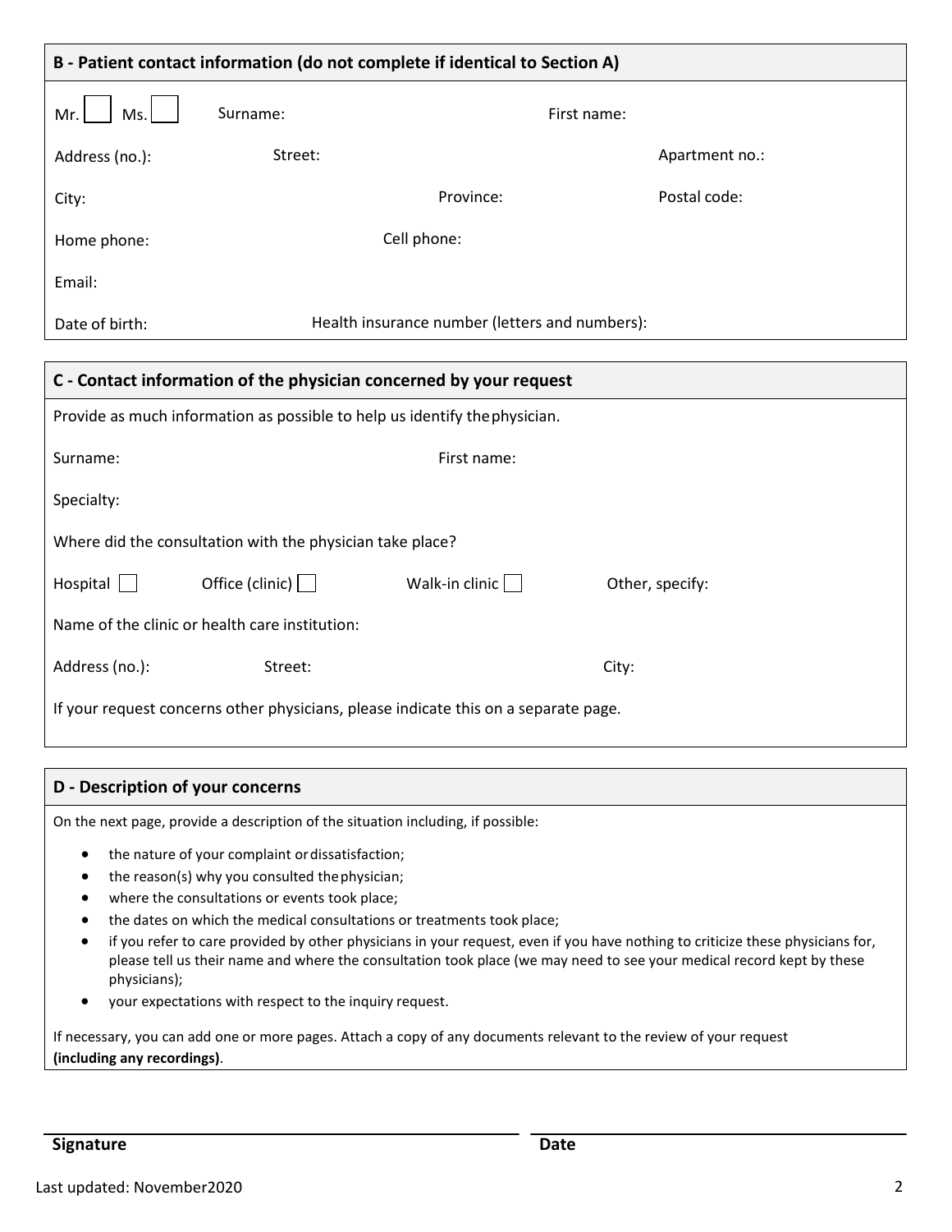## B - Patient contact information (do not complete if identical to Section A)

Mr. ☐ Ms. ☐ Surname: First name:

Address (no.): Street: Apartment no.:

City: Province: Postal code:

Home phone: Cell phone:

Email:

Date of birth: Health insurance number (letters and numbers):

## C - Contact information of the physician concerned by your request

Provide as much information as possible to help us identify the physician.

Surname: First name:

Specialty:

Where did the consultation with the physician take place?

Hospital ☐ Office (clinic) ☐ Walk-in clinic ☐ Other, specify:

Name of the clinic or health care institution:

Address (no.): Street: City:

If your request concerns other physicians, please indicate this on a separate page.

## D - Description of your concerns

On the next page, provide a description of the situation including, if possible:

- the nature of your complaint or dissatisfaction;
- the reason(s) why you consulted the physician;
- where the consultations or events took place;
- the dates on which the medical consultations or treatments took place;
- if you refer to care provided by other physicians in your request, even if you have nothing to criticize these physicians for, please tell us their name and where the consultation took place (we may need to see your medical record kept by these physicians);
- your expectations with respect to the inquiry request.

If necessary, you can add one or more pages. Attach a copy of any documents relevant to the review of your request **(including any recordings)**.

**Signature** **Date**

Last updated: November2020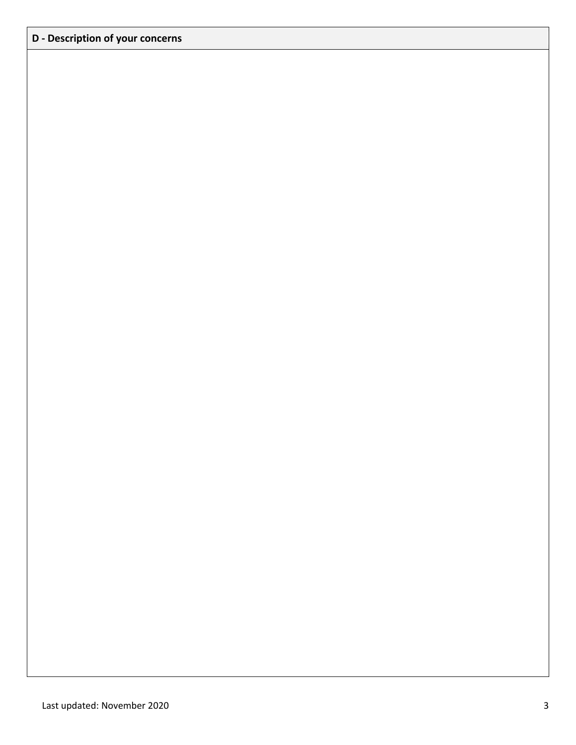## D - Description of your concerns